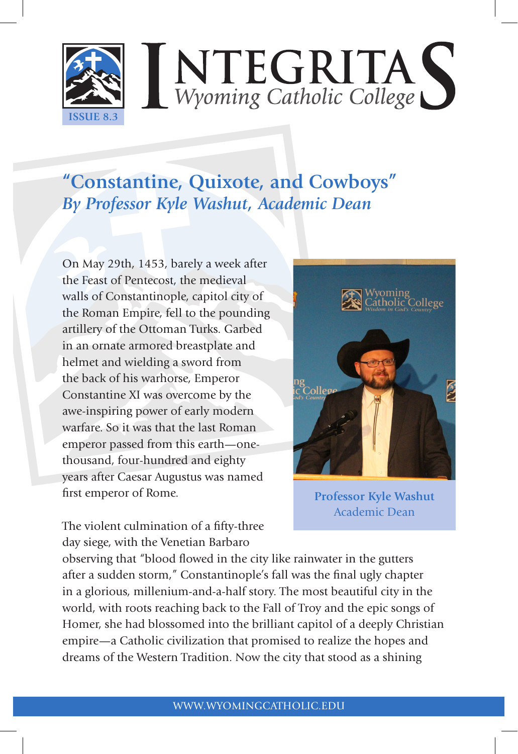# INTEGRITAS
*Wyoming Catholic College*

ISSUE 8.3

## "Constantine, Quixote, and Cowboys"
### *By Professor Kyle Washut, Academic Dean*

On May 29th, 1453, barely a week after the Feast of Pentecost, the medieval walls of Constantinople, capitol city of the Roman Empire, fell to the pounding artillery of the Ottoman Turks. Garbed in an ornate armored breastplate and helmet and wielding a sword from the back of his warhorse, Emperor Constantine XI was overcome by the awe-inspiring power of early modern warfare. So it was that the last Roman emperor passed from this earth—one-thousand, four-hundred and eighty years after Caesar Augustus was named first emperor of Rome.

**Professor Kyle Washut**
Academic Dean

The violent culmination of a fifty-three day siege, with the Venetian Barbaro observing that "blood flowed in the city like rainwater in the gutters after a sudden storm," Constantinople's fall was the final ugly chapter in a glorious, millenium-and-a-half story. The most beautiful city in the world, with roots reaching back to the Fall of Troy and the epic songs of Homer, she had blossomed into the brilliant capitol of a deeply Christian empire—a Catholic civilization that promised to realize the hopes and dreams of the Western Tradition. Now the city that stood as a shining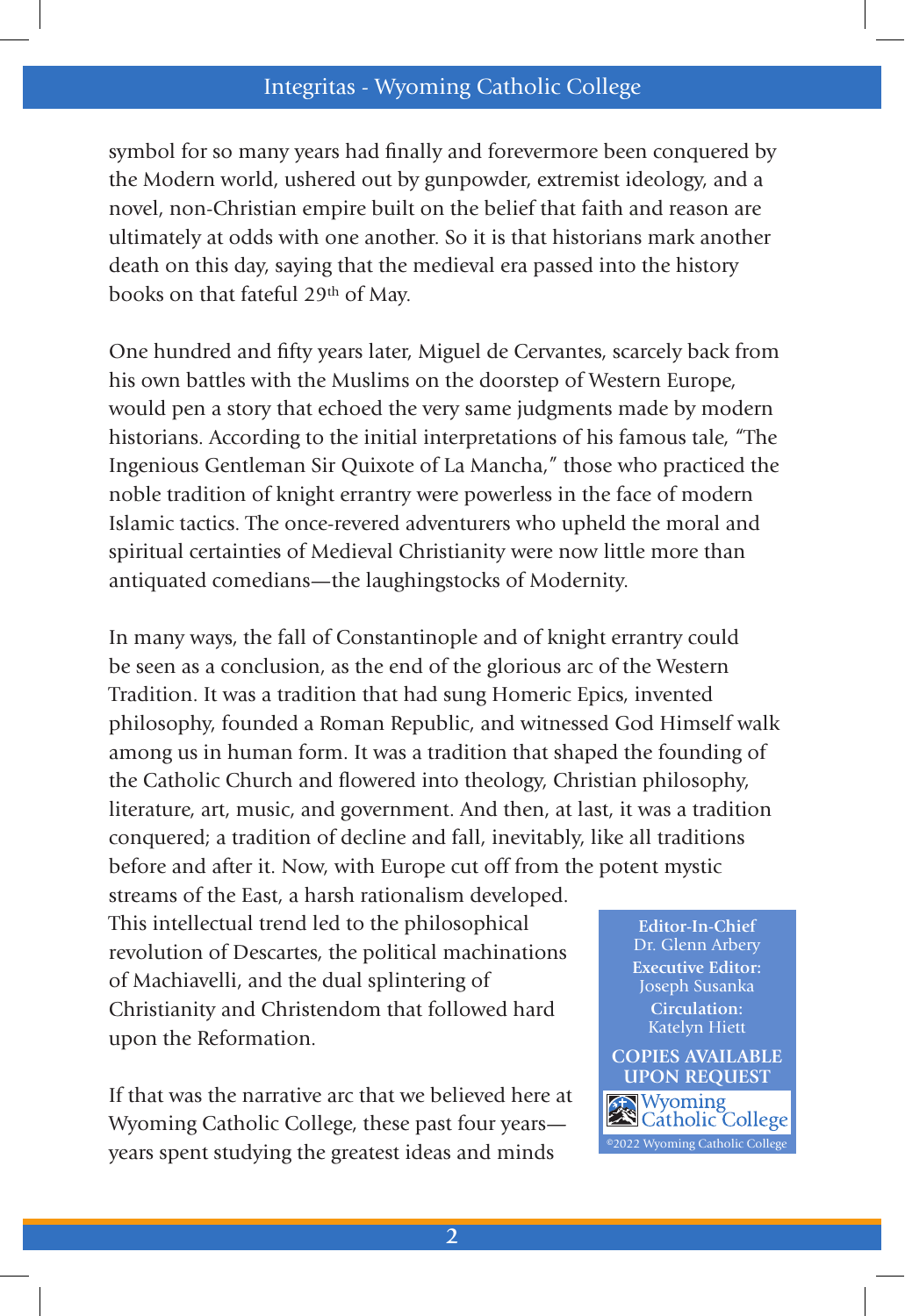symbol for so many years had finally and forevermore been conquered by the Modern world, ushered out by gunpowder, extremist ideology, and a novel, non-Christian empire built on the belief that faith and reason are ultimately at odds with one another. So it is that historians mark another death on this day, saying that the medieval era passed into the history books on that fateful 29th of May.

One hundred and fifty years later, Miguel de Cervantes, scarcely back from his own battles with the Muslims on the doorstep of Western Europe, would pen a story that echoed the very same judgments made by modern historians. According to the initial interpretations of his famous tale, "The Ingenious Gentleman Sir Quixote of La Mancha," those who practiced the noble tradition of knight errantry were powerless in the face of modern Islamic tactics. The once-revered adventurers who upheld the moral and spiritual certainties of Medieval Christianity were now little more than antiquated comedians—the laughingstocks of Modernity.

In many ways, the fall of Constantinople and of knight errantry could be seen as a conclusion, as the end of the glorious arc of the Western Tradition. It was a tradition that had sung Homeric Epics, invented philosophy, founded a Roman Republic, and witnessed God Himself walk among us in human form. It was a tradition that shaped the founding of the Catholic Church and flowered into theology, Christian philosophy, literature, art, music, and government. And then, at last, it was a tradition conquered; a tradition of decline and fall, inevitably, like all traditions before and after it. Now, with Europe cut off from the potent mystic streams of the East, a harsh rationalism developed. This intellectual trend led to the philosophical revolution of Descartes, the political machinations of Machiavelli, and the dual splintering of Christianity and Christendom that followed hard upon the Reformation.

If that was the narrative arc that we believed here at Wyoming Catholic College, these past four years—years spent studying the greatest ideas and minds

**Editor-In-Chief**
Dr. Glenn Arbery
**Executive Editor:**
Joseph Susanka
**Circulation:**
Katelyn Hiett

**COPIES AVAILABLE UPON REQUEST**

Wyoming Catholic College

©2022 Wyoming Catholic College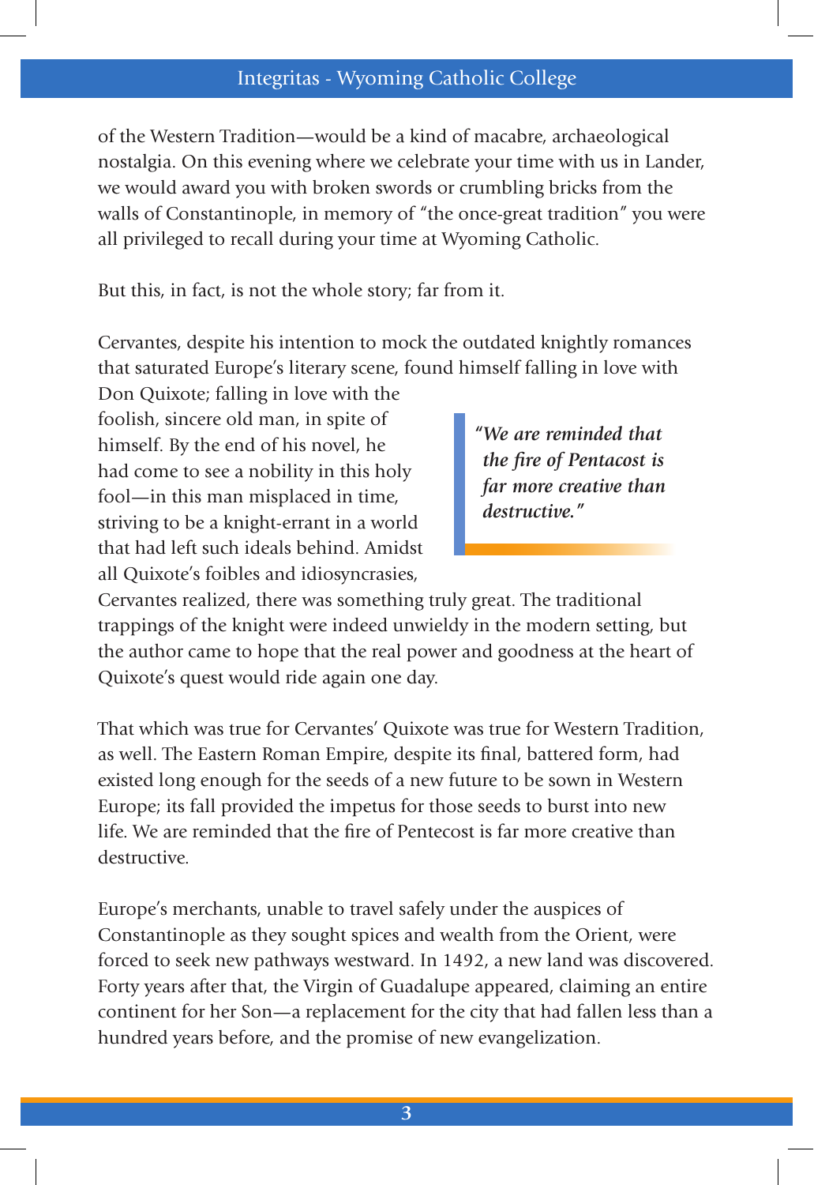of the Western Tradition—would be a kind of macabre, archaeological nostalgia. On this evening where we celebrate your time with us in Lander, we would award you with broken swords or crumbling bricks from the walls of Constantinople, in memory of "the once-great tradition" you were all privileged to recall during your time at Wyoming Catholic.

But this, in fact, is not the whole story; far from it.

Cervantes, despite his intention to mock the outdated knightly romances that saturated Europe's literary scene, found himself falling in love with Don Quixote; falling in love with the foolish, sincere old man, in spite of himself. By the end of his novel, he had come to see a nobility in this holy fool—in this man misplaced in time, striving to be a knight-errant in a world that had left such ideals behind. Amidst all Quixote's foibles and idiosyncrasies, Cervantes realized, there was something truly great. The traditional trappings of the knight were indeed unwieldy in the modern setting, but the author came to hope that the real power and goodness at the heart of Quixote's quest would ride again one day.

> ***"We are reminded that the fire of Pentacost is far more creative than destructive."***

That which was true for Cervantes' Quixote was true for Western Tradition, as well. The Eastern Roman Empire, despite its final, battered form, had existed long enough for the seeds of a new future to be sown in Western Europe; its fall provided the impetus for those seeds to burst into new life. We are reminded that the fire of Pentecost is far more creative than destructive.

Europe's merchants, unable to travel safely under the auspices of Constantinople as they sought spices and wealth from the Orient, were forced to seek new pathways westward. In 1492, a new land was discovered. Forty years after that, the Virgin of Guadalupe appeared, claiming an entire continent for her Son—a replacement for the city that had fallen less than a hundred years before, and the promise of new evangelization.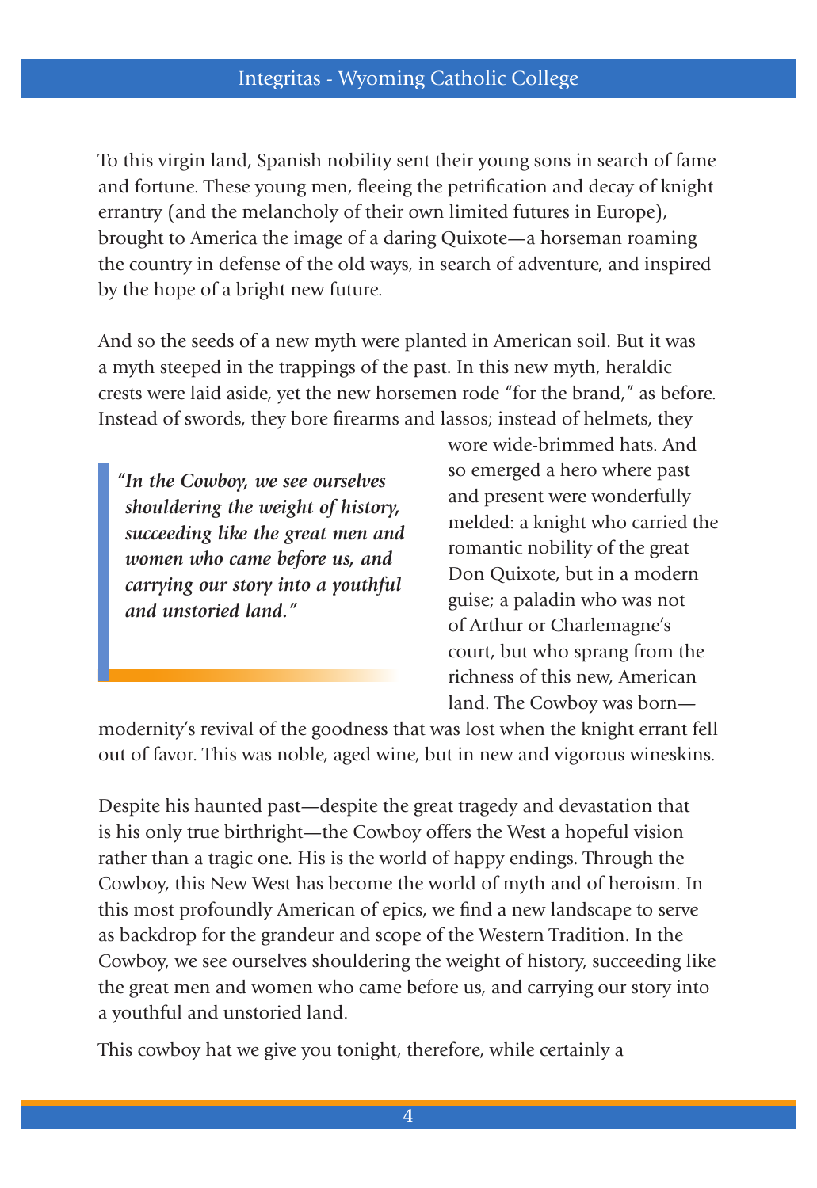To this virgin land, Spanish nobility sent their young sons in search of fame and fortune. These young men, fleeing the petrification and decay of knight errantry (and the melancholy of their own limited futures in Europe), brought to America the image of a daring Quixote—a horseman roaming the country in defense of the old ways, in search of adventure, and inspired by the hope of a bright new future.

And so the seeds of a new myth were planted in American soil. But it was a myth steeped in the trappings of the past. In this new myth, heraldic crests were laid aside, yet the new horsemen rode "for the brand," as before. Instead of swords, they bore firearms and lassos; instead of helmets, they wore wide-brimmed hats. And so emerged a hero where past and present were wonderfully melded: a knight who carried the romantic nobility of the great Don Quixote, but in a modern guise; a paladin who was not of Arthur or Charlemagne's court, but who sprang from the richness of this new, American land. The Cowboy was born—modernity's revival of the goodness that was lost when the knight errant fell out of favor. This was noble, aged wine, but in new and vigorous wineskins.

> ***"In the Cowboy, we see ourselves shouldering the weight of history, succeeding like the great men and women who came before us, and carrying our story into a youthful and unstoried land."***

Despite his haunted past—despite the great tragedy and devastation that is his only true birthright—the Cowboy offers the West a hopeful vision rather than a tragic one. His is the world of happy endings. Through the Cowboy, this New West has become the world of myth and of heroism. In this most profoundly American of epics, we find a new landscape to serve as backdrop for the grandeur and scope of the Western Tradition. In the Cowboy, we see ourselves shouldering the weight of history, succeeding like the great men and women who came before us, and carrying our story into a youthful and unstoried land.

This cowboy hat we give you tonight, therefore, while certainly a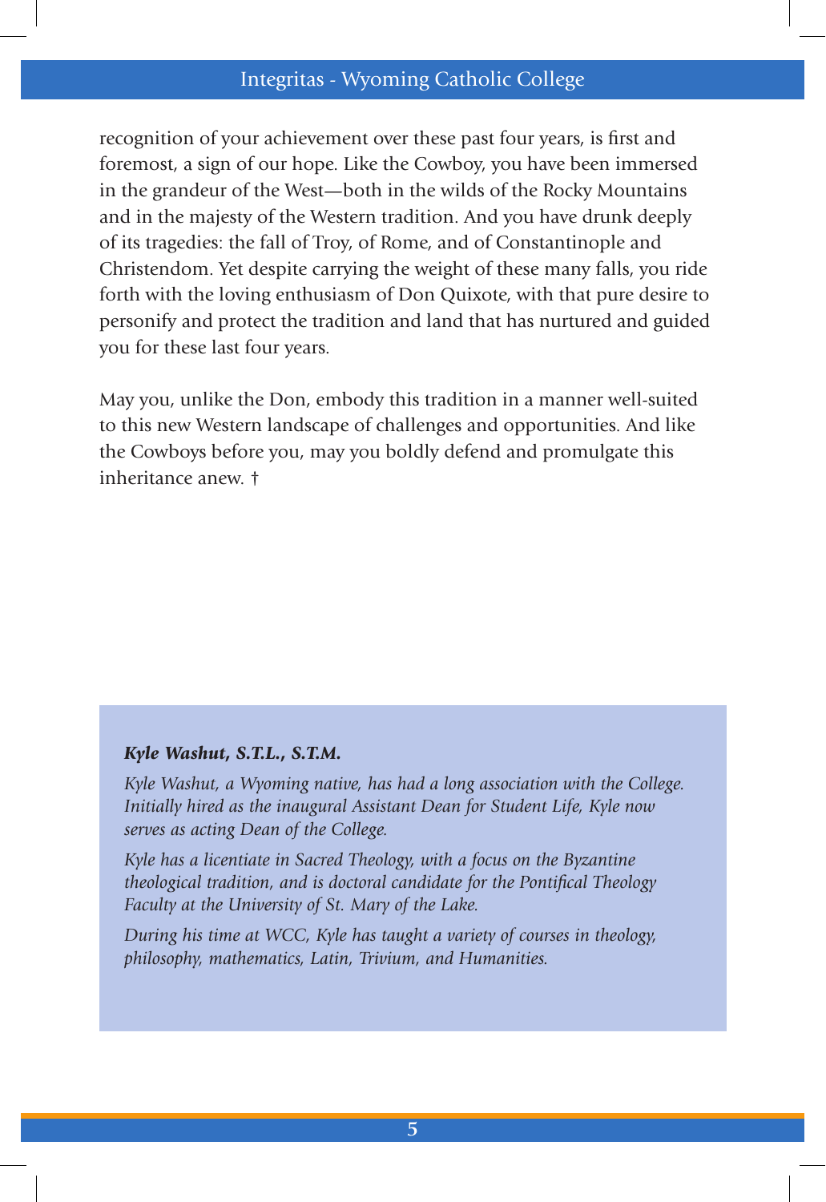recognition of your achievement over these past four years, is first and foremost, a sign of our hope. Like the Cowboy, you have been immersed in the grandeur of the West—both in the wilds of the Rocky Mountains and in the majesty of the Western tradition. And you have drunk deeply of its tragedies: the fall of Troy, of Rome, and of Constantinople and Christendom. Yet despite carrying the weight of these many falls, you ride forth with the loving enthusiasm of Don Quixote, with that pure desire to personify and protect the tradition and land that has nurtured and guided you for these last four years.

May you, unlike the Don, embody this tradition in a manner well-suited to this new Western landscape of challenges and opportunities. And like the Cowboys before you, may you boldly defend and promulgate this inheritance anew. †

***Kyle Washut, S.T.L., S.T.M.***

*Kyle Washut, a Wyoming native, has had a long association with the College. Initially hired as the inaugural Assistant Dean for Student Life, Kyle now serves as acting Dean of the College.*

*Kyle has a licentiate in Sacred Theology, with a focus on the Byzantine theological tradition, and is doctoral candidate for the Pontifical Theology Faculty at the University of St. Mary of the Lake.*

*During his time at WCC, Kyle has taught a variety of courses in theology, philosophy, mathematics, Latin, Trivium, and Humanities.*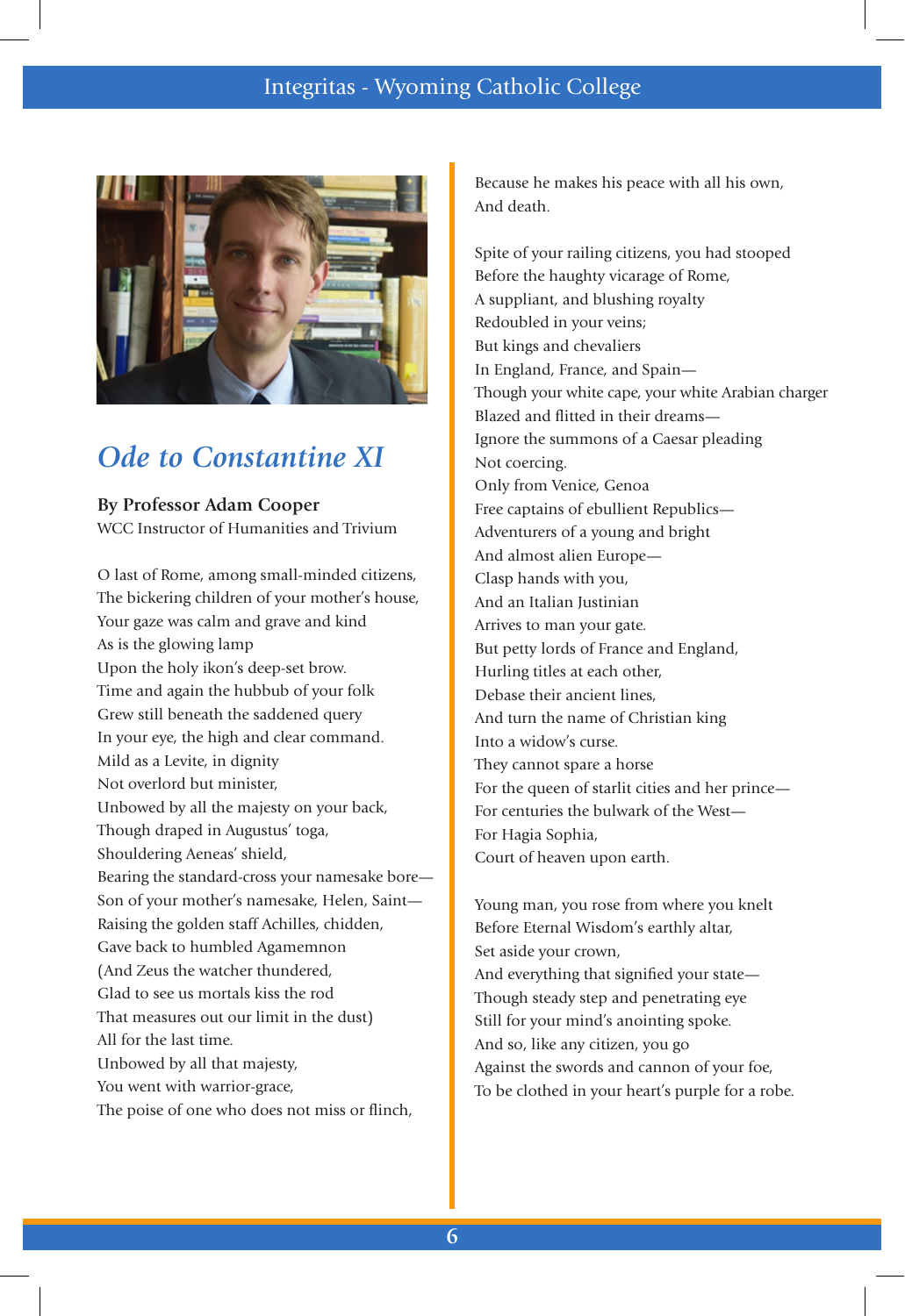# *Ode to Constantine XI*

**By Professor Adam Cooper**
WCC Instructor of Humanities and Trivium

O last of Rome, among small-minded citizens,
The bickering children of your mother's house,
Your gaze was calm and grave and kind
As is the glowing lamp
Upon the holy ikon's deep-set brow.
Time and again the hubbub of your folk
Grew still beneath the saddened query
In your eye, the high and clear command.
Mild as a Levite, in dignity
Not overlord but minister,
Unbowed by all the majesty on your back,
Though draped in Augustus' toga,
Shouldering Aeneas' shield,
Bearing the standard-cross your namesake bore—
Son of your mother's namesake, Helen, Saint—
Raising the golden staff Achilles, chidden,
Gave back to humbled Agamemnon
(And Zeus the watcher thundered,
Glad to see us mortals kiss the rod
That measures out our limit in the dust)
All for the last time.
Unbowed by all that majesty,
You went with warrior-grace,
The poise of one who does not miss or flinch,
Because he makes his peace with all his own,
And death.

Spite of your railing citizens, you had stooped
Before the haughty vicarage of Rome,
A suppliant, and blushing royalty
Redoubled in your veins;
But kings and chevaliers
In England, France, and Spain—
Though your white cape, your white Arabian charger
Blazed and flitted in their dreams—
Ignore the summons of a Caesar pleading
Not coercing.
Only from Venice, Genoa
Free captains of ebullient Republics—
Adventurers of a young and bright
And almost alien Europe—
Clasp hands with you,
And an Italian Justinian
Arrives to man your gate.
But petty lords of France and England,
Hurling titles at each other,
Debase their ancient lines,
And turn the name of Christian king
Into a widow's curse.
They cannot spare a horse
For the queen of starlit cities and her prince—
For centuries the bulwark of the West—
For Hagia Sophia,
Court of heaven upon earth.

Young man, you rose from where you knelt
Before Eternal Wisdom's earthly altar,
Set aside your crown,
And everything that signified your state—
Though steady step and penetrating eye
Still for your mind's anointing spoke.
And so, like any citizen, you go
Against the swords and cannon of your foe,
To be clothed in your heart's purple for a robe.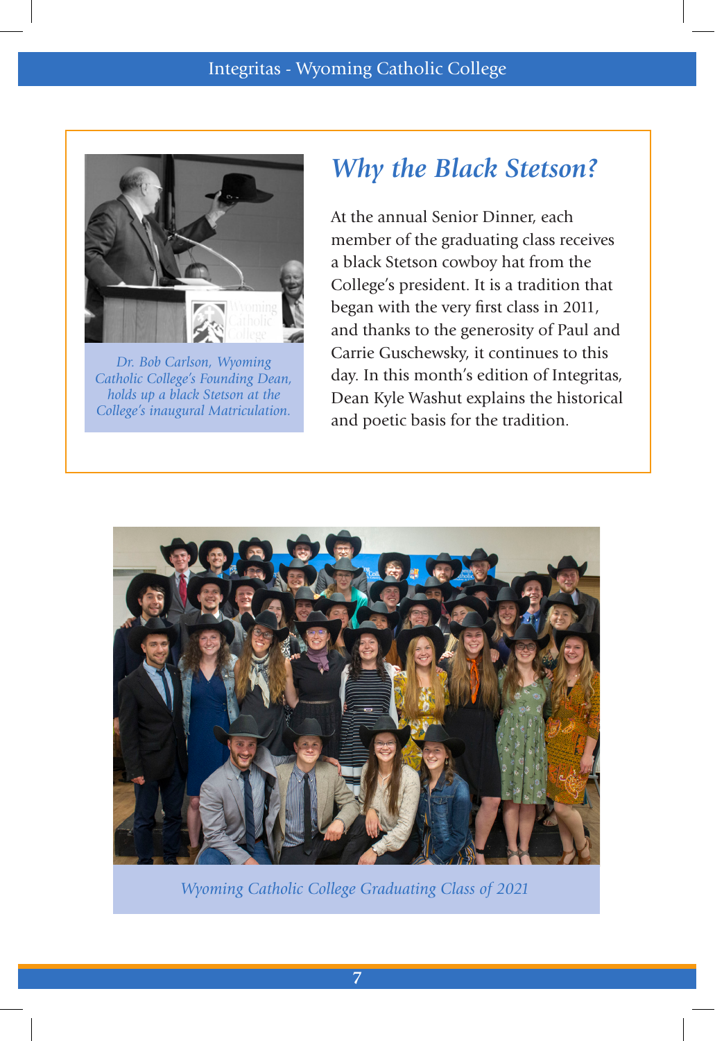Dr. Bob Carlson, Wyoming Catholic College's Founding Dean, holds up a black Stetson at the College's inaugural Matriculation.

## *Why the Black Stetson?*

At the annual Senior Dinner, each member of the graduating class receives a black Stetson cowboy hat from the College's president. It is a tradition that began with the very first class in 2011, and thanks to the generosity of Paul and Carrie Guschewsky, it continues to this day. In this month's edition of Integritas, Dean Kyle Washut explains the historical and poetic basis for the tradition.

*Wyoming Catholic College Graduating Class of 2021*